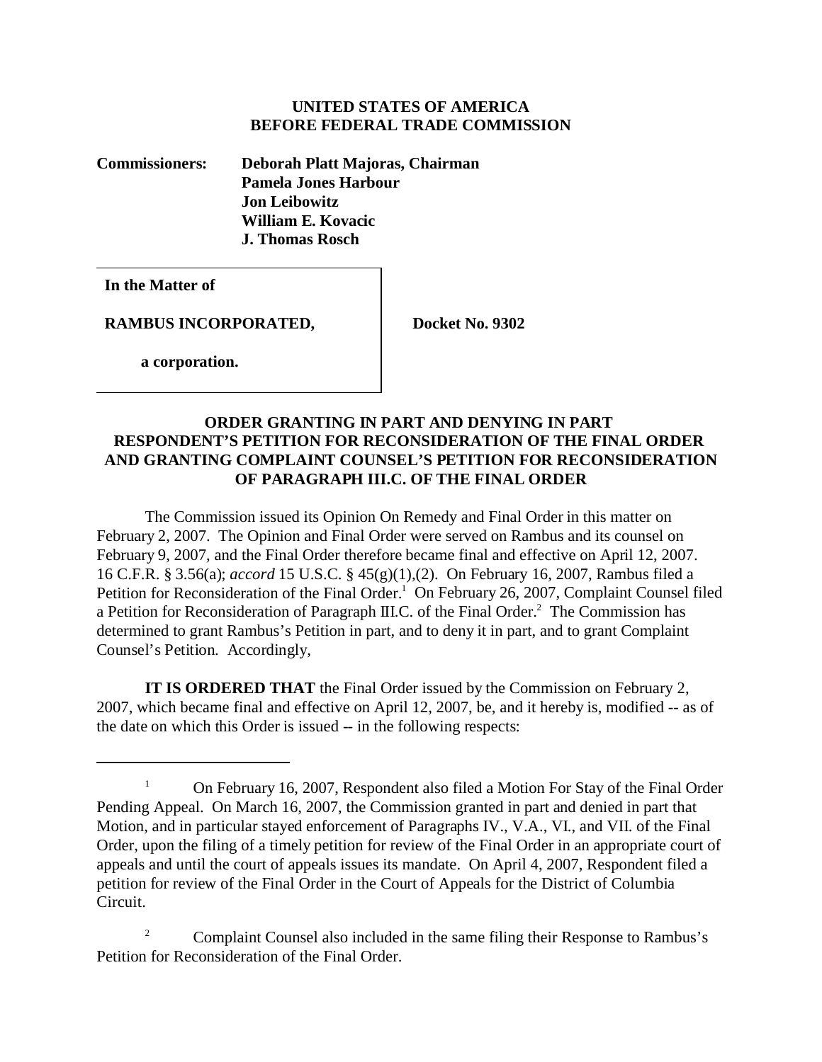**UNITED STATES OF AMERICA**
**BEFORE FEDERAL TRADE COMMISSION**

**Commissioners:** **Deborah Platt Majoras, Chairman**
**Pamela Jones Harbour**
**Jon Leibowitz**
**William E. Kovacic**
**J. Thomas Rosch**

**In the Matter of**

**RAMBUS INCORPORATED,** **Docket No. 9302**

**a corporation.**

**ORDER GRANTING IN PART AND DENYING IN PART RESPONDENT'S PETITION FOR RECONSIDERATION OF THE FINAL ORDER AND GRANTING COMPLAINT COUNSEL'S PETITION FOR RECONSIDERATION OF PARAGRAPH III.C. OF THE FINAL ORDER**

The Commission issued its Opinion On Remedy and Final Order in this matter on February 2, 2007. The Opinion and Final Order were served on Rambus and its counsel on February 9, 2007, and the Final Order therefore became final and effective on April 12, 2007. 16 C.F.R. § 3.56(a); *accord* 15 U.S.C. § 45(g)(1),(2). On February 16, 2007, Rambus filed a Petition for Reconsideration of the Final Order.[1] On February 26, 2007, Complaint Counsel filed a Petition for Reconsideration of Paragraph III.C. of the Final Order.[2] The Commission has determined to grant Rambus's Petition in part, and to deny it in part, and to grant Complaint Counsel's Petition. Accordingly,

**IT IS ORDERED THAT** the Final Order issued by the Commission on February 2, 2007, which became final and effective on April 12, 2007, be, and it hereby is, modified -- as of the date on which this Order is issued -- in the following respects:

---

[1] On February 16, 2007, Respondent also filed a Motion For Stay of the Final Order Pending Appeal. On March 16, 2007, the Commission granted in part and denied in part that Motion, and in particular stayed enforcement of Paragraphs IV., V.A., VI., and VII. of the Final Order, upon the filing of a timely petition for review of the Final Order in an appropriate court of appeals and until the court of appeals issues its mandate. On April 4, 2007, Respondent filed a petition for review of the Final Order in the Court of Appeals for the District of Columbia Circuit.

[2] Complaint Counsel also included in the same filing their Response to Rambus's Petition for Reconsideration of the Final Order.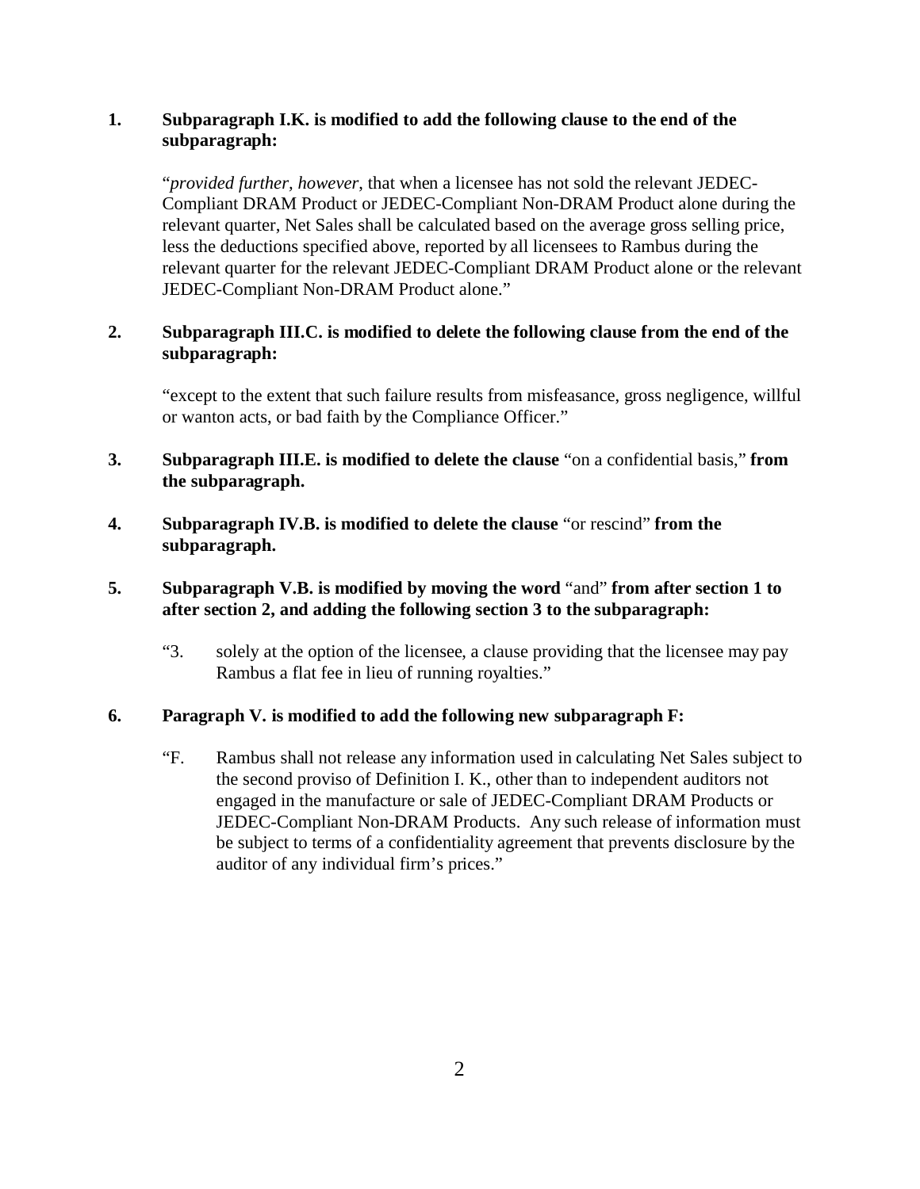1. **Subparagraph I.K. is modified to add the following clause to the end of the subparagraph:**

   "*provided further*, *however*, that when a licensee has not sold the relevant JEDEC-Compliant DRAM Product or JEDEC-Compliant Non-DRAM Product alone during the relevant quarter, Net Sales shall be calculated based on the average gross selling price, less the deductions specified above, reported by all licensees to Rambus during the relevant quarter for the relevant JEDEC-Compliant DRAM Product alone or the relevant JEDEC-Compliant Non-DRAM Product alone."

2. **Subparagraph III.C. is modified to delete the following clause from the end of the subparagraph:**

   "except to the extent that such failure results from misfeasance, gross negligence, willful or wanton acts, or bad faith by the Compliance Officer."

3. **Subparagraph III.E. is modified to delete the clause** "on a confidential basis," **from the subparagraph.**

4. **Subparagraph IV.B. is modified to delete the clause** "or rescind" **from the subparagraph.**

5. **Subparagraph V.B. is modified by moving the word** "and" **from after section 1 to after section 2, and adding the following section 3 to the subparagraph:**

   "3. solely at the option of the licensee, a clause providing that the licensee may pay Rambus a flat fee in lieu of running royalties."

6. **Paragraph V. is modified to add the following new subparagraph F:**

   "F. Rambus shall not release any information used in calculating Net Sales subject to the second proviso of Definition I. K., other than to independent auditors not engaged in the manufacture or sale of JEDEC-Compliant DRAM Products or JEDEC-Compliant Non-DRAM Products. Any such release of information must be subject to terms of a confidentiality agreement that prevents disclosure by the auditor of any individual firm's prices."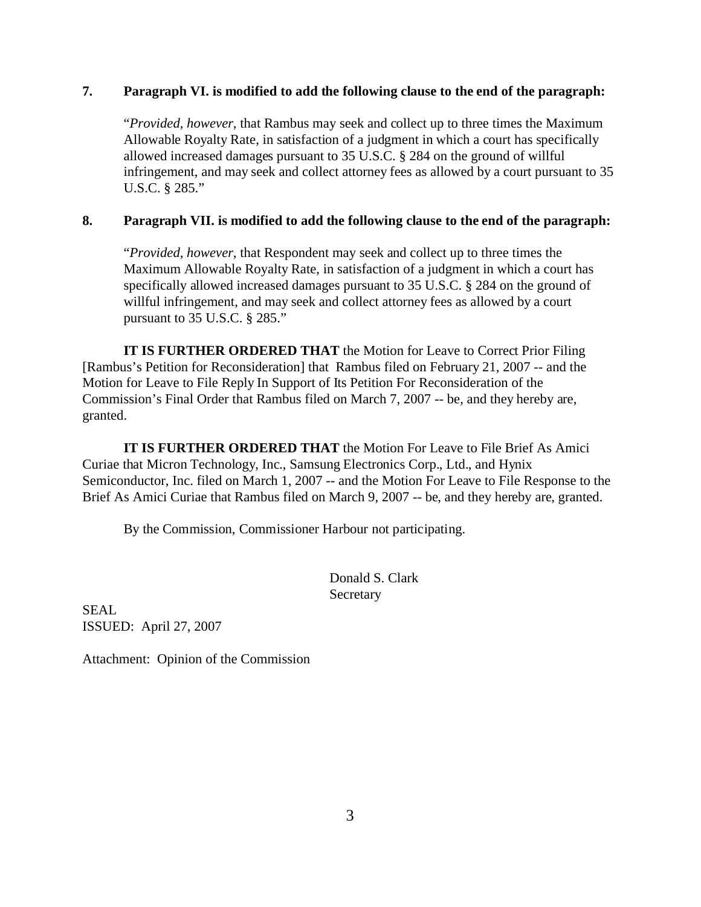**7. Paragraph VI. is modified to add the following clause to the end of the paragraph:**

> "*Provided, however*, that Rambus may seek and collect up to three times the Maximum Allowable Royalty Rate, in satisfaction of a judgment in which a court has specifically allowed increased damages pursuant to 35 U.S.C. § 284 on the ground of willful infringement, and may seek and collect attorney fees as allowed by a court pursuant to 35 U.S.C. § 285."

**8. Paragraph VII. is modified to add the following clause to the end of the paragraph:**

> "*Provided, however*, that Respondent may seek and collect up to three times the Maximum Allowable Royalty Rate, in satisfaction of a judgment in which a court has specifically allowed increased damages pursuant to 35 U.S.C. § 284 on the ground of willful infringement, and may seek and collect attorney fees as allowed by a court pursuant to 35 U.S.C. § 285."

**IT IS FURTHER ORDERED THAT** the Motion for Leave to Correct Prior Filing [Rambus's Petition for Reconsideration] that Rambus filed on February 21, 2007 -- and the Motion for Leave to File Reply In Support of Its Petition For Reconsideration of the Commission's Final Order that Rambus filed on March 7, 2007 -- be, and they hereby are, granted.

**IT IS FURTHER ORDERED THAT** the Motion For Leave to File Brief As Amici Curiae that Micron Technology, Inc., Samsung Electronics Corp., Ltd., and Hynix Semiconductor, Inc. filed on March 1, 2007 -- and the Motion For Leave to File Response to the Brief As Amici Curiae that Rambus filed on March 9, 2007 -- be, and they hereby are, granted.

By the Commission, Commissioner Harbour not participating.

Donald S. Clark
Secretary

SEAL
ISSUED: April 27, 2007

Attachment: Opinion of the Commission